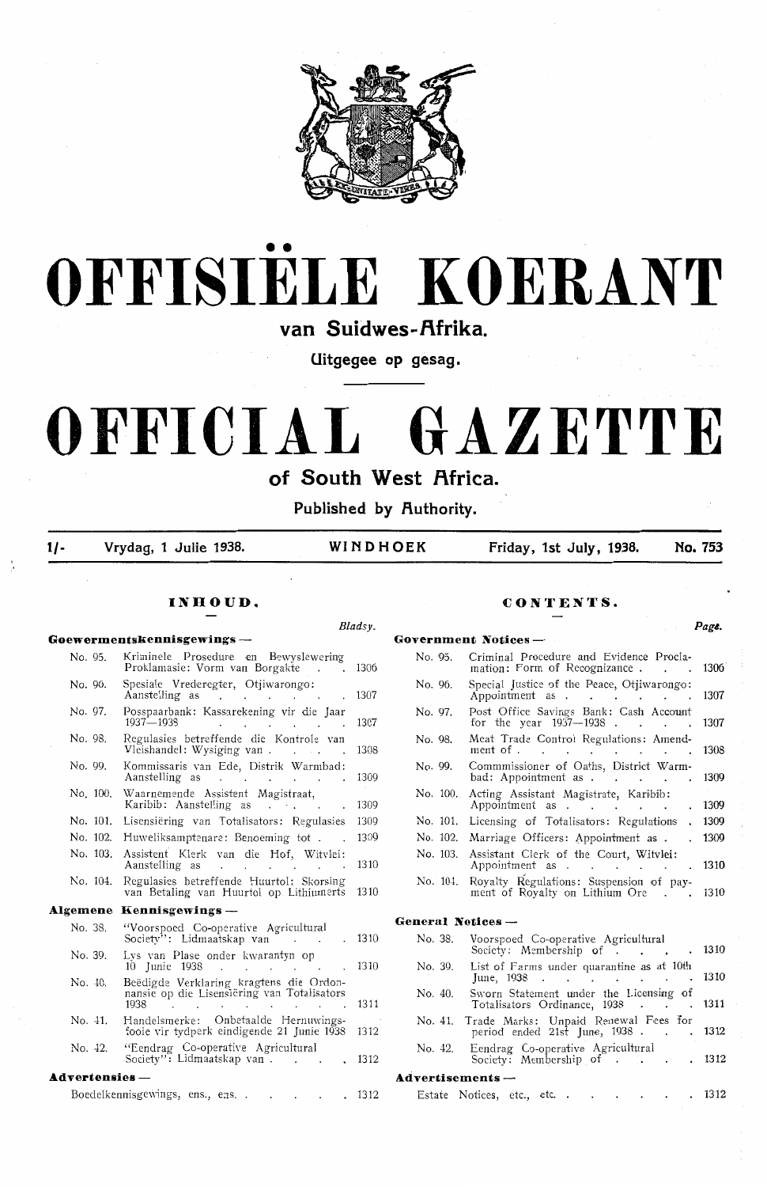# OFFISIËLE KOERANT

## van Suidwes-Afrika.

**Uitgegee op gesag.**

# OFFICIAL GAZETTE

## of South West Africa.

**Published by Authority.**

1/- Vrydag, 1 Julie 1938. WINDHOEK Friday, 1st July, 1938. No. 753

### INHOUD.

**Goewermentskennisgewings —**

| No. | | Bladsy. |
|---|---|---|
| No. 95. | Kriminele Prosedure en Bewyslewering Proklamasie: Vorm van Borgakte | 1306 |
| No. 96. | Spesiale Vrederegter, Otjiwarongo: Aanstelling as | 1307 |
| No. 97. | Posspaarbank: Kassarekening vir die Jaar 1937—1938 | 1307 |
| No. 98. | Regulasies betreffende die Kontrole van Vleishandel: Wysiging van | 1308 |
| No. 99. | Kommissaris van Ede, Distrik Warmbad: Aanstelling as | 1309 |
| No. 100. | Waarnemende Assistent Magistraat, Karibib: Aanstelling as | 1309 |
| No. 101. | Lisensiëring van Totalisators: Regulasies | 1309 |
| No. 102. | Huweliksamptenare: Benoeming tot | 1309 |
| No. 103. | Assistent Klerk van die Hof, Witvlei: Aanstelling as | 1310 |
| No. 104. | Regulasies betreffende Huurtol: Skorsing van Betaling van Huurtol op Lithiumerts | 1310 |

**Algemene Kennisgewings —**

| No. | | Bladsy. |
|---|---|---|
| No. 38. | "Voorspoed Co-operative Agricultural Society": Lidmaatskap van | 1310 |
| No. 39. | Lys van Plase onder kwarantyn op 10 Junie 1938 | 1310 |
| No. 40. | Beëdigde Verklaring kragtens die Ordonnansie op die Lisensiëring van Totalisators 1938 | 1311 |
| No. 41. | Handelsmerke: Onbetaalde Hernuwingsfooie vir tydperk eindigende 21 Junie 1938 | 1312 |
| No. 42. | "Eendrag Co-operative Agricultural Society": Lidmaatskap van | 1312 |

**Advertensies —**

| | Bladsy. |
|---|---|
| Boedelkennisgewings, ens., ens. | 1312 |

### CONTENTS.

**Government Notices —**

| No. | | Page. |
|---|---|---|
| No. 95. | Criminal Procedure and Evidence Proclamation: Form of Recognizance | 1306 |
| No. 96. | Special Justice of the Peace, Otjiwarongo: Appointment as | 1307 |
| No. 97. | Post Office Savings Bank: Cash Account for the year 1937—1938 | 1307 |
| No. 98. | Meat Trade Control Regulations: Amendment of | 1308 |
| No. 99. | Commmissioner of Oaths, District Warmbad: Appointment as | 1309 |
| No. 100. | Acting Assistant Magistrate, Karibib: Appointment as | 1309 |
| No. 101. | Licensing of Totalisators: Regulations | 1309 |
| No. 102. | Marriage Officers: Appointment as | 1309 |
| No. 103. | Assistant Clerk of the Court, Witvlei: Appointment as | 1310 |
| No. 104. | Royalty Regulations: Suspension of payment of Royalty on Lithium Ore | 1310 |

**General Notices —**

| No. | | Page. |
|---|---|---|
| No. 38. | Voorspoed Co-operative Agricultural Society: Membership of | 1310 |
| No. 39. | List of Farms under quarantine as at 10th June, 1938 | 1310 |
| No. 40. | Sworn Statement under the Licensing of Totalisators Ordinance, 1938 | 1311 |
| No. 41. | Trade Marks: Unpaid Renewal Fees for period ended 21st June, 1938 | 1312 |
| No. 42. | Eendrag Co-operative Agricultural Society: Membership of | 1312 |

**Advertisements —**

| | Page. |
|---|---|
| Estate Notices, etc., etc. | 1312 |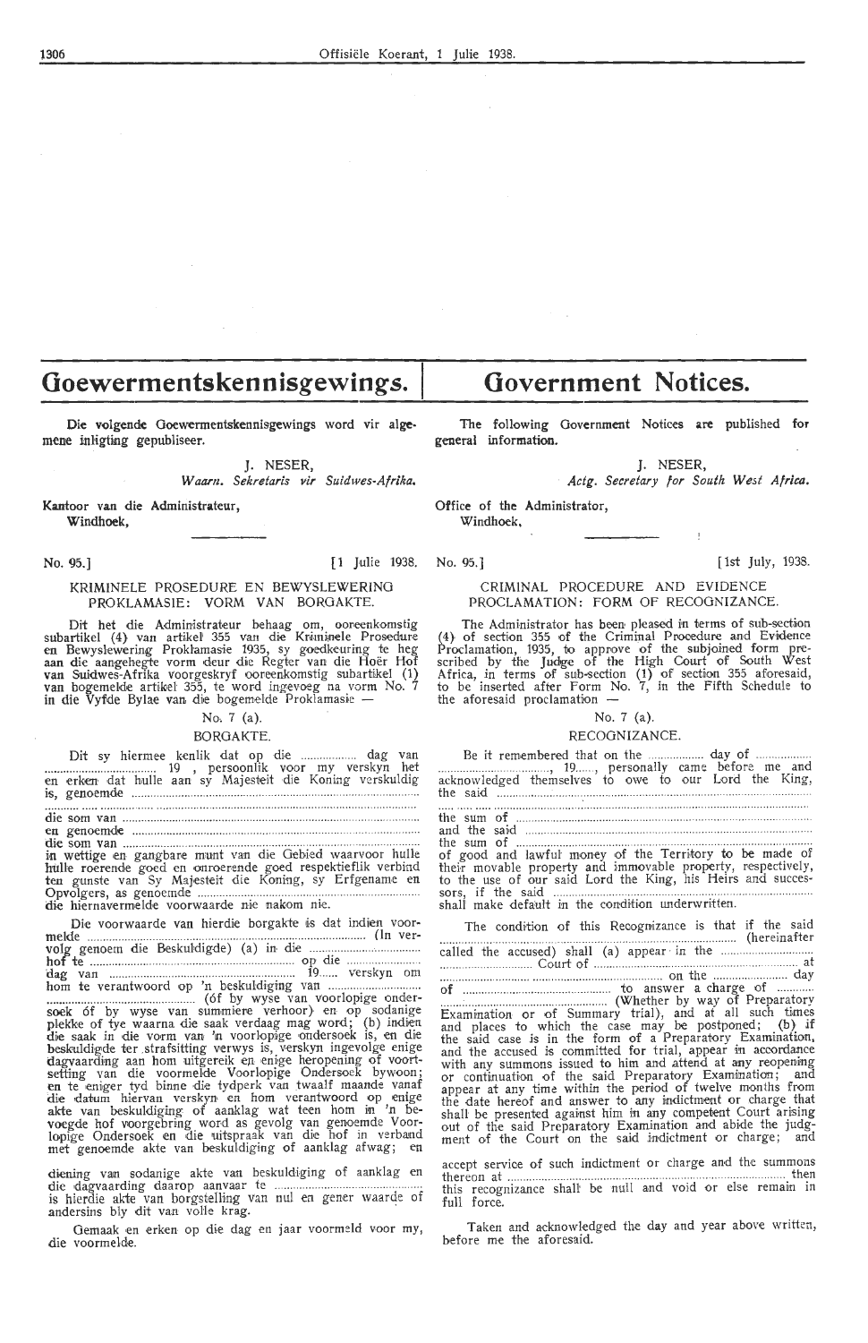# Goewermentskennisgewings.

Die volgende Goewermentskennisgewings word vir algemene inligting gepubliseer.

J. NESER,
*Waarn. Sekretaris vir Suidwes-Afrika.*

Kantoor van die Administrateur,
Windhoek,

No. 95.] [1 Julie 1938.

## KRIMINELE PROSEDURE EN BEWYSLEWERING PROKLAMASIE: VORM VAN BORGAKTE.

Dit het die Administrateur behaag om, ooreenkomstig subartikel (4) van artikel 355 van die Kriminele Prosedure en Bewyslewering Proklamasie 1935, sy goedkeuring te heg aan die aangehegte vorm deur die Regter van die Hoër Hof van Suidwes-Afrika voorgeskryf ooreenkomstig subartikel (1) van bogemelde artikel 355, te word ingevoeg na vorm No. 7 in die Vyfde Bylae van die bogemelde Proklamasie —

No. 7 (a).

BORGAKTE.

Dit sy hiermee kenlik dat op die .................. dag van .................................. 19 , persoonlik voor my verskyn het en erken dat hulle aan sy Majesteit die Koning verskuldig is, genoemde ..........................................................................
..........................................................................................
die som van ..........................................................................
en genoemde ..........................................................................
die som van ..........................................................................
in wettige en gangbare munt van die Gebied waarvoor hulle hulle roerende goed en onroerende goed respektieflik verbind ten gunste van Sy Majesteit die Koning, sy Erfgename en Opvolgers, as genoemde ..........................................................
die hiernavermelde voorwaarde nie nakom nie.

Die voorwaarde van hierdie borgakte is dat indien voormelde .......................................................................... (In vervolg genoem die Beskuldigde) (a) in die .............................. hof te .................................................... op die ........................ dag van .............................................. 19...... verskyn om hom te verantwoord op 'n beskuldiging van .............................
.............................................. (óf by wyse van voorlopige ondersoek óf by wyse van summiere verhoor) en op sodanige plekke of tye waarna die saak verdaag mag word; (b) indien die saak in die vorm van 'n voorlopige ondersoek is, en die beskuldigde ter strafsitting verwys is, verskyn ingevolge enige dagvaarding aan hom uitgereik en enige heropening of voortsetting van die voormelde Voorlopige Ondersoek bywoon; en te eniger tyd binne die tydperk van twaalf maande vanaf die datum hiervan verskyn en hom verantwoord op enige akte van beskuldiging of aanklag wat teen hom in 'n bevoegde hof voorgebring word as gevolg van genoemde Voorlopige Ondersoek en die uitspraak van die hof in verband met genoemde akte van beskuldiging of aanklag afwag; en

diening van sodanige akte van beskuldiging of aanklag en die dagvaarding daarop aanvaar te ..............................................
is hierdie akte van borgstelling van nul en gener waarde of andersins bly dit van volle krag.

Gemaak en erken op die dag en jaar voormeld voor my, die voormelde.

# Government Notices.

The following Government Notices are published for general information.

J. NESER,
*Actg. Secretary for South West Africa.*

Office of the Administrator,
Windhoek,

No. 95.] [1st July, 1938.

## CRIMINAL PROCEDURE AND EVIDENCE PROCLAMATION: FORM OF RECOGNIZANCE.

The Administrator has been pleased in terms of sub-section (4) of section 355 of the Criminal Procedure and Evidence Proclamation, 1935, to approve of the subjoined form prescribed by the Judge of the High Court of South West Africa, in terms of sub-section (1) of section 355 aforesaid, to be inserted after Form No. 7, in the Fifth Schedule to the aforesaid proclamation —

No. 7 (a).

RECOGNIZANCE.

Be it remembered that on the .................. day of .................
.................................., 19......, personally came before me and acknowledged themselves to owe to our Lord the King, the said ..........................................................................
..........................................................................................
the sum of ..........................................................................
and the said ..........................................................................
the sum of ..........................................................................
of good and lawful money of the Territory to be made of their movable property and immovable property, respectively, to the use of our said Lord the King, his Heirs and successors, if the said ..........................................................
shall make default in the condition underwritten.

The condition of this Recognizance is that if the said .......................................................................... (hereinafter called the accused) shall (a) appear in the .............................. Court of .................................................................. at .......................................................... on the ........................ day of .............................................. to answer a charge of ............
.............................................. (Whether by way of Preparatory Examination or of Summary trial), and at all such times and places to which the case may be postponed; (b) if the said case is in the form of a Preparatory Examination, and the accused is committed for trial, appear in accordance with any summons issued to him and attend at any reopening or continuation of the said Preparatory Examination; and appear at any time within the period of twelve months from the date hereof and answer to any indictment or charge that shall be presented against him in any competent Court arising out of the said Preparatory Examination and abide the judgment of the Court on the said indictment or charge; and

accept service of such indictment or charge and the summons thereon at .......................................................................... then this recognizance shall be null and void or else remain in full force.

Taken and acknowledged the day and year above written, before me the aforesaid.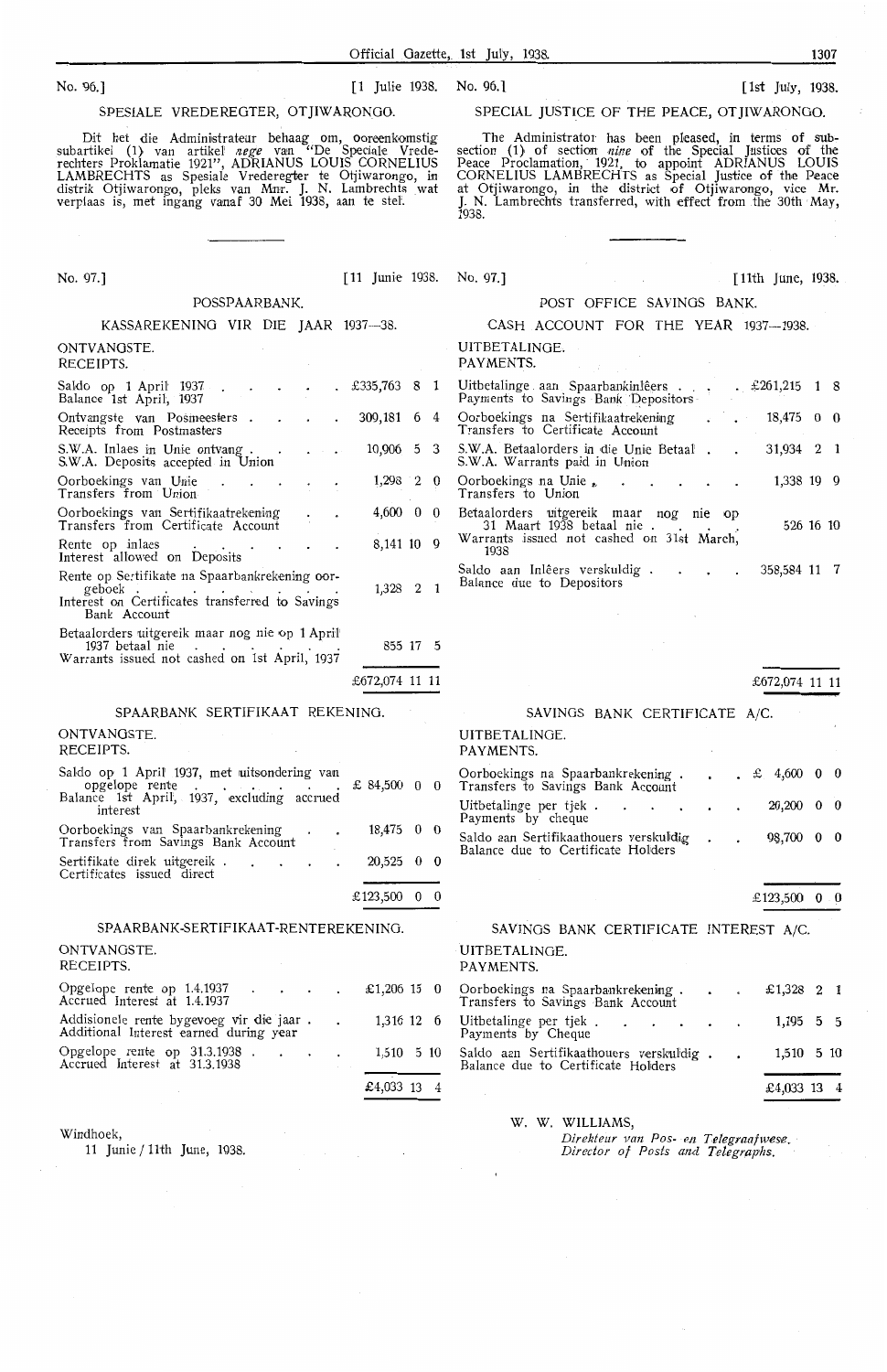No. 96.] [1 Julie 1938.

## SPESIALE VREDEREGTER, OTJIWARONGO.

Dit het die Administrateur behaag om, ooreenkomstig subartikel (1) van artikel *nege* van "De Speciale Vrederechters Proklamatie 1921", ADRIANUS LOUIS CORNELIUS LAMBRECHTS as Spesiale Vrederegter te Otjiwarongo, in distrik Otjiwarongo, pleks van Mnr. J. N. Lambrechts wat verplaas is, met ingang vanaf 30 Mei 1938, aan te stel.

No. 96.] [1st July, 1938.

## SPECIAL JUSTICE OF THE PEACE, OTJIWARONGO.

The Administrator has been pleased, in terms of subsection (1) of section *nine* of the Special Justices of the Peace Proclamation, 1921, to appoint ADRIANUS LOUIS CORNELIUS LAMBRECHTS as Special Justice of the Peace at Otjiwarongo, in the district of Otjiwarongo, vice Mr. J. N. Lambrechts transferred, with effect from the 30th May, 1938.

---

No. 97.] [11 Junie 1938. / No. 97.] [11th June, 1938.

## POSSPAARBANK. / POST OFFICE SAVINGS BANK.

### KASSAREKENING VIR DIE JAAR 1937—38. / CASH ACCOUNT FOR THE YEAR 1937—1938.

| ONTVANGSTE. RECEIPTS. | £ s. d. | UITBETALINGE. PAYMENTS. | £ s. d. |
|---|---|---|---|
| Saldo op 1 April 1937 / Balance 1st April, 1937 | £335,763 8 1 | Uitbetalinge aan Spaarbankinlêers / Payments to Savings Bank Depositors | £261,215 1 8 |
| Ontvangste van Posmeesters / Receipts from Postmasters | 309,181 6 4 | Oorboekings na Sertifikaatrekening / Transfers to Certificate Account | 18,475 0 0 |
| S.W.A. Inlaes in Unie ontvang / S.W.A. Deposits accepted in Union | 10,906 5 3 | S.W.A. Betaalorders in die Unie Betaal / S.W.A. Warrants paid in Union | 31,934 2 1 |
| Oorboekings van Unie / Transfers from Union | 1,298 2 0 | Oorboekings na Unie / Transfers to Union | 1,338 19 9 |
| Oorboekings van Sertifikaatrekening / Transfers from Certificate Account | 4,600 0 0 | Betaalorders uitgereik maar nog nie op 31 Maart 1938 betaal nie / Warrants issued not cashed on 31st March, 1938 | 526 16 10 |
| Rente op inlaes / Interest allowed on Deposits | 8,141 10 9 | Saldo aan Inlêers verskuldig / Balance due to Depositors | 358,584 11 7 |
| Rente op Sertifikate na Spaarbankrekening oorgeboek / Interest on Certificates transferred to Savings Bank Account | 1,328 2 1 | | |
| Betaalorders uitgereik maar nog nie op 1 April 1937 betaal nie / Warrants issued not cashed on 1st April, 1937 | 855 17 5 | | |
| | £672,074 11 11 | | £672,074 11 11 |

### SPAARBANK SERTIFIKAAT REKENING. / SAVINGS BANK CERTIFICATE A/C.

| ONTVANGSTE. RECEIPTS. | £ s. d. | UITBETALINGE. PAYMENTS. | £ s. d. |
|---|---|---|---|
| Saldo op 1 April 1937, met uitsondering van opgelope rente / Balance 1st April, 1937, excluding accrued interest | £ 84,500 0 0 | Oorboekings na Spaarbankrekening / Transfers to Savings Bank Account | £ 4,600 0 0 |
| Oorboekings van Spaarbankrekening / Transfers from Savings Bank Account | 18,475 0 0 | Uitbetalinge per tjek / Payments by cheque | 20,200 0 0 |
| Sertifikate direk uitgereik / Certificates issued direct | 20,525 0 0 | Saldo aan Sertifikaathouers verskuldig / Balance due to Certificate Holders | 98,700 0 0 |
| | £123,500 0 0 | | £123,500 0 0 |

### SPAARBANK-SERTIFIKAAT-RENTEREKENING. / SAVINGS BANK CERTIFICATE INTEREST A/C.

| ONTVANGSTE. RECEIPTS. | £ s. d. | UITBETALINGE. PAYMENTS. | £ s. d. |
|---|---|---|---|
| Opgelope rente op 1.4.1937 / Accrued Interest at 1.4.1937 | £1,206 15 0 | Oorboekings na Spaarbankrekening / Transfers to Savings Bank Account | £1,328 2 1 |
| Addisionele rente bygevoeg vir die jaar / Additional Interest earned during year | 1,316 12 6 | Uitbetalinge per tjek / Payments by Cheque | 1,195 5 5 |
| Opgelope rente op 31.3.1938 / Accrued Interest at 31.3.1938 | 1,510 5 10 | Saldo aan Sertifikaathouers verskuldig / Balance due to Certificate Holders | 1,510 5 10 |
| | £4,033 13 4 | | £4,033 13 4 |

Windhoek,
11 Junie / 11th June, 1938.

W. W. WILLIAMS,
*Direkteur van Pos- en Telegraafwese.*
*Director of Posts and Telegraphs.*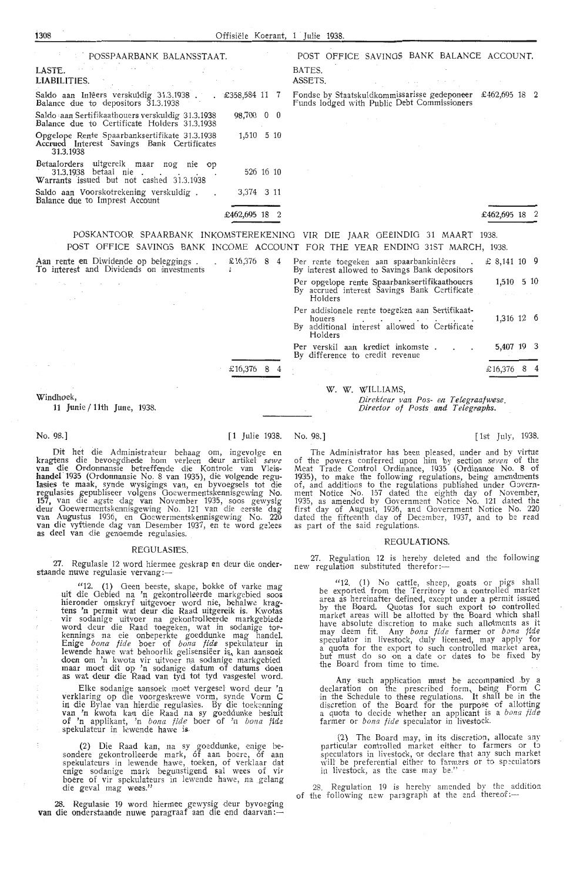## POSSPAARBANK BALANSSTAAT.

## POST OFFICE SAVINGS BANK BALANCE ACCOUNT.

| LASTE. LIABILITIES. | | BATES. ASSETS. | |
|---|---|---|---|
| Saldo aan Inlêers verskuldig 31.3.1938 . Balance due to depositors 31.3.1938 | £358,584 11 7 | Fondse by Staatskuldkommissarisse gedeponeer Funds lodged with Public Debt Commissioners | £462,695 18 2 |
| Saldo aan Sertifikaathouers verskuldig 31.3.1938 Balance due to Certificate Holders 31.3.1938 | 98,700 0 0 | | |
| Opgelope Rente Spaarbanksertifikate 31.3.1938 Accrued Interest Savings Bank Certificates 31.3.1938 | 1,510 5 10 | | |
| Betaalorders uitgereik maar nog nie op 31.3.1938 betaal nie . Warrants issued but not cashed 31.3.1938 | 526 16 10 | | |
| Saldo aan Voorskotrekening verskuldig . Balance due to Imprest Account | 3,374 3 11 | | |
| | £462,695 18 2 | | £462,695 18 2 |

## POSKANTOOR SPAARBANK INKOMSTEREKENING VIR DIE JAAR GEËINDIG 31 MAART 1938.

## POST OFFICE SAVINGS BANK INCOME ACCOUNT FOR THE YEAR ENDING 31ST MARCH, 1938.

| | | | |
|---|---|---|---|
| Aan rente en Diwidende op beleggings . To interest and Dividends on investments | £16,376 8 4 | Per rente toegeken aan spaarbankinlêers By interest allowed to Savings Bank depositors | £ 8,141 10 9 |
| | | Per opgelope rente Spaarbanksertifikaathouers By accrued interest Savings Bank Certificate Holders | 1,510 5 10 |
| | | Per addisionele rente toegeken aan Sertifikaathouers By additional interest allowed to Certificate Holders | 1,316 12 6 |
| | | Per verskil aan krediet inkomste . By difference to credit revenue | 5,407 19 3 |
| | £16,376 8 4 | | £16,376 8 4 |

Windhoek,
11 Junie / 11th June, 1938.

W. W. WILLIAMS,
*Direkteur van Pos- en Telegraafwese.*
*Director of Posts and Telegraphs.*

No. 98.] [1 Julie 1938.

Dit het die Administrateur behaag om, ingevolge en kragtens die bevoegdhede hom verleen deur artikel *sewe* van die Ordonnansie betreffende die Kontrole van Vleishandel 1935 (Ordonnansie No. 8 van 1935), die volgende regulasies te maak, synde wysigings van, en byvoegsels tot die regulasies gepubliseer volgens Goewermentskennisgewing No. 157, van die agste dag van November 1935, soos gewysig deur Goewermentskennisgewing No. 121 van die eerste dag van Augustus 1936, en Goewermentskennisgewing No. 220 van die vyftiende dag van Desember 1937, en te word gelees as deel van die genoemde regulasies.

### REGULASIES.

27. Regulasie 12 word hiermee geskrap en deur die onderstaande nuwe regulasie vervang:—

> "12. (1) Geen beeste, skape, bokke of varke mag uit die Gebied na 'n gekontrolleerde markgebied soos hieronder omskryf uitgevoer word nie, behalwe kragtens 'n permit wat deur die Raad uitgereik is. Kwotas vir sodanige uitvoer na gekontrolleerde markgebiede word deur die Raad toegeken, wat in sodanige toekennings na eie onbeperkte goeddunke mag handel. Enige *bona fide* boer of *bona fide* spekulateur in lewende hawe wat behoorlik gelisensieër is, kan aansoek doen om 'n kwota vir uitvoer na sodanige markgebied maar moet dit op 'n sodanige datum of datums doen as wat deur die Raad van tyd tot tyd vasgestel word.
>
> Elke sodanige aansoek moet vergesel word deur 'n verklaring op die voorgeskrewe vorm, synde Vorm C in die Bylae van hierdie regulasies. By die toekenning van 'n kwota kan die Raad na sy goeddunke besluit of 'n applikant, 'n *bona fide* boer of 'n *bona fide* spekulateur in lewende hawe is.
>
> (2) Die Raad kan, na sy goeddunke, enige besondere gekontrolleerde mark, óf aan boere, óf aan spekulateurs in lewende hawe, toeken, of verklaar dat enige sodanige mark begunstigend sal wees of vir boere of vir spekulateurs in lewende hawe, na gelang die geval mag wees."

28. Regulasie 19 word hiermee gewysig deur byvoeging van die onderstaande nuwe paragraaf aan die end daarvan:—

No. 98.] [1st July, 1938.

The Administrator has been pleased, under and by virtue of the powers conferred upon him by section *seven* of the Meat Trade Control Ordinance, 1935 (Ordinance No. 8 of 1935), to make the following regulations, being amendments of, and additions to the regulations published under Government Notice No. 157 dated the eighth day of November, 1935, as amended by Government Notice No. 121 dated the first day of August, 1936, and Government Notice No. 220 dated the fifteenth day of December, 1937, and to be read as part of the said regulations.

### REGULATIONS.

27. Regulation 12 is hereby deleted and the following new regulation substituted therefor:—

> "12. (1) No cattle, sheep, goats or pigs shall be exported from the Territory to a controlled market area as hereinafter defined, except under a permit issued by the Board. Quotas for such export to controlled market areas will be allotted by the Board which shall have absolute discretion to make such allotments as it may deem fit. Any *bona fide* farmer or *bona fide* speculator in livestock, duly licensed, may apply for a quota for the export to such controlled market area, but must do so on a date or dates to be fixed by the Board from time to time.
>
> Any such application must be accompanied by a declaration on the prescribed form, being Form C in the Schedule to these regulations. It shall be in the discretion of the Board for the purpose of allotting a quota to decide whether an applicant is a *bona fide* farmer or *bona fide* speculator in livestock.
>
> (2) The Board may, in its discretion, allocate any particular controlled market either to farmers or to speculators in livestock, or declare that any such market will be preferential either to farmers or to speculators in livestock, as the case may be."

28. Regulation 19 is hereby amended by the addition of the following new paragraph at the end thereof:—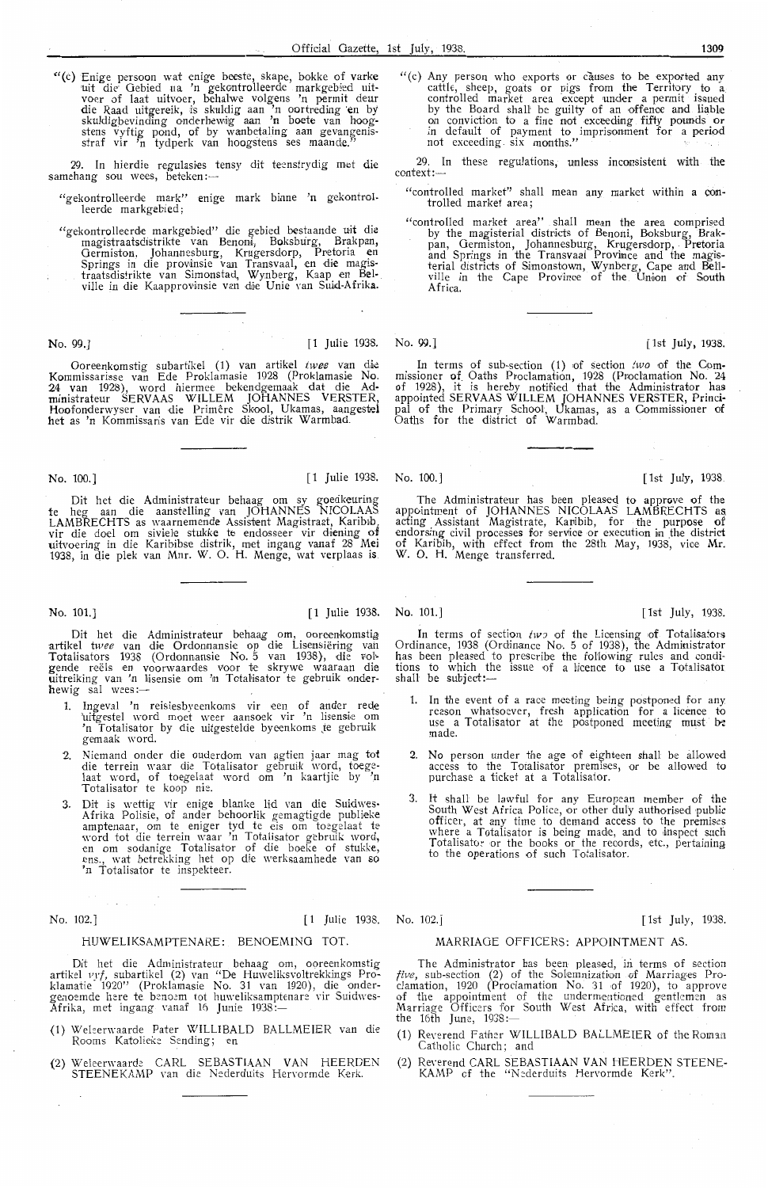"(c) Enige persoon wat enige beeste, skape, bokke of varke uit die Gebied na 'n gekontrolleerde markgebied uitvoer of laat uitvoer, behalwe volgens 'n permit deur die Raad uitgereik, is skuldig aan 'n oortreding en by skuldigbevinding onderhewig aan 'n boete van hoogstens vyftig pond, of by wanbetaling aan gevangenisstraf vir 'n tydperk van hoogstens ses maande."

29. In hierdie regulasies tensy dit teenstrydig met die samehang sou wees, beteken:—

"gekontrolleerde mark" enige mark binne 'n gekontrolleerde markgebied;

"gekontrolleerde markgebied" die gebied bestaande uit die magistraatsdistrikte van Benoni, Boksburg, Brakpan, Germiston, Johannesburg, Krugersdorp, Pretoria en Springs in die provinsie van Transvaal, en die magistraatsdistrikte van Simonstad, Wynberg, Kaap en Bellville in die Kaapprovinsie van die Unie van Suid-Afrika.

"(c) Any person who exports or causes to be exported any cattle, sheep, goats or pigs from the Territory to a controlled market area except under a permit issued by the Board shall be guilty of an offence and liable on conviction to a fine not exceeding fifty pounds or in default of payment to imprisonment for a period not exceeding six months."

29. In these regulations, unless inconsistent with the context:—

"controlled market" shall mean any market within a controlled market area;

"controlled market area" shall mean the area comprised by the magisterial districts of Benoni, Boksburg, Brakpan, Germiston, Johannesburg, Krugersdorp, Pretoria and Springs in the Transvaal Province and the magisterial districts of Simonstown, Wynberg, Cape and Bellville in the Cape Province of the Union of South Africa.

---

No. 99.] [1 Julie 1938.

Ooreenkomstig subartikel (1) van artikel *twee* van die Kommissarisse van Ede Proklamasie 1928 (Proklamasie No. 24 van 1928), word hiermee bekendgemaak dat die Administrateur SERVAAS WILLEM JOHANNES VERSTER, Hoofonderwyser van die Primêre Skool, Ukamas, aangestel het as 'n Kommissaris van Ede vir die distrik Warmbad.

No. 99.] [1st July, 1938.

In terms of sub-section (1) of section *two* of the Commissioner of Oaths Proclamation, 1928 (Proclamation No. 24 of 1928), it is hereby notified that the Administrator has appointed SERVAAS WILLEM JOHANNES VERSTER, Principal of the Primary School, Ukamas, as a Commissioner of Oaths for the district of Warmbad.

---

No. 100.] [1 Julie 1938.

Dit het die Administrateur behaag om sy goedkeuring te heg aan die aanstelling van JOHANNES NICOLAAS LAMBRECHTS as waarnemende Assistent Magistraat, Karibib, vir die doel om siviele stukke te endosseer vir diening of uitvoering in die Karibibse distrik, met ingang vanaf 28 Mei 1938, in die plek van Mnr. W. O. H. Menge, wat verplaas is.

No. 100.] [1st July, 1938.

The Administrateur has been pleased to approve of the appointment of JOHANNES NICOLAAS LAMBRECHTS as acting Assistant Magistrate, Karibib, for the purpose of endorsing civil processes for service or execution in the district of Karibib, with effect from the 28th May, 1938, vice Mr. W. O. H. Menge transferred.

---

No. 101.] [1 Julie 1938.

Dit het die Administrateur behaag om, ooreenkomstig artikel *twee* van die Ordonnansie op die Lisensiëring van Totalisators 1938 (Ordonnansie No. 5 van 1938), die volgende reëls en voorwaardes voor te skrywe waaraan die uitreiking van 'n lisensie om 'n Totalisator te gebruik onderhewig sal wees:—

1. Ingeval 'n reisiesbyeenkoms vir een of ander rede uitgestel word moet weer aansoek vir 'n lisensie om 'n Totalisator by die uitgestelde byeenkoms te gebruik gemaak word.
2. Niemand onder die ouderdom van agtien jaar mag tot die terrein waar die Totalisator gebruik word, toegelaat word, of toegelaat word om 'n kaartjie by 'n Totalisator te koop nie.
3. Dit is wettig vir enige blanke lid van die Suidwes-Afrika Polisie, of ander behoorlik gemagtigde publieke amptenaar, om te eniger tyd te eis om toegelaat te word tot die terrein waar 'n Totalisator gebruik word, en om sodanige Totalisator of die boeke of stukke, ens., wat betrekking het op die werksaamhede van so 'n Totalisator te inspekteer.

No. 101.] [1st July, 1938.

In terms of section *two* of the Licensing of Totalisators Ordinance, 1938 (Ordinance No. 5 of 1938), the Administrator has been pleased to prescribe the following rules and conditions to which the issue of a licence to use a Totalisator shall be subject:—

1. In the event of a race meeting being postponed for any reason whatsoever, fresh application for a licence to use a Totalisator at the postponed meeting must be made.
2. No person under the age of eighteen shall be allowed access to the Totalisator premises, or be allowed to purchase a ticket at a Totalisator.
3. It shall be lawful for any European member of the South West Africa Police, or other duly authorised public officer, at any time to demand access to the premises where a Totalisator is being made, and to inspect such Totalisator or the books or the records, etc., pertaining to the operations of such Totalisator.

---

No. 102.] [1 Julie 1938.

## HUWELIKSAMPTENARE: BENOEMING TOT.

Dit het die Administrateur behaag om, ooreenkomstig artikel *vyf*, subartikel (2) van "De Huweliksvoltrekkings Proklamatie 1920" (Proklamasie No. 31 van 1920), die ondergenoemde here te benoem tot huweliksamptenare vir Suidwes-Afrika, met ingang vanaf 16 Junie 1938:—

(1) Weleerwaarde Pater WILLIBALD BALLMEIER van die Rooms Katolieke Sending; en

(2) Weleerwaarde CARL SEBASTIAAN VAN HEERDEN STEENEKAMP van die Nederduits Hervormde Kerk.

No. 102.] [1st July, 1938.

## MARRIAGE OFFICERS: APPOINTMENT AS.

The Administrator has been pleased, in terms of section *five*, sub-section (2) of the Solemnization of Marriages Proclamation, 1920 (Proclamation No. 31 of 1920), to approve of the appointment of the undermentioned gentlemen as Marriage Officers for South West Africa, with effect from the 16th June, 1938:—

(1) Reverend Father WILLIBALD BALLMEIER of the Roman Catholic Church; and

(2) Reverend CARL SEBASTIAAN VAN HEERDEN STEENEKAMP of the "Nederduits Hervormde Kerk".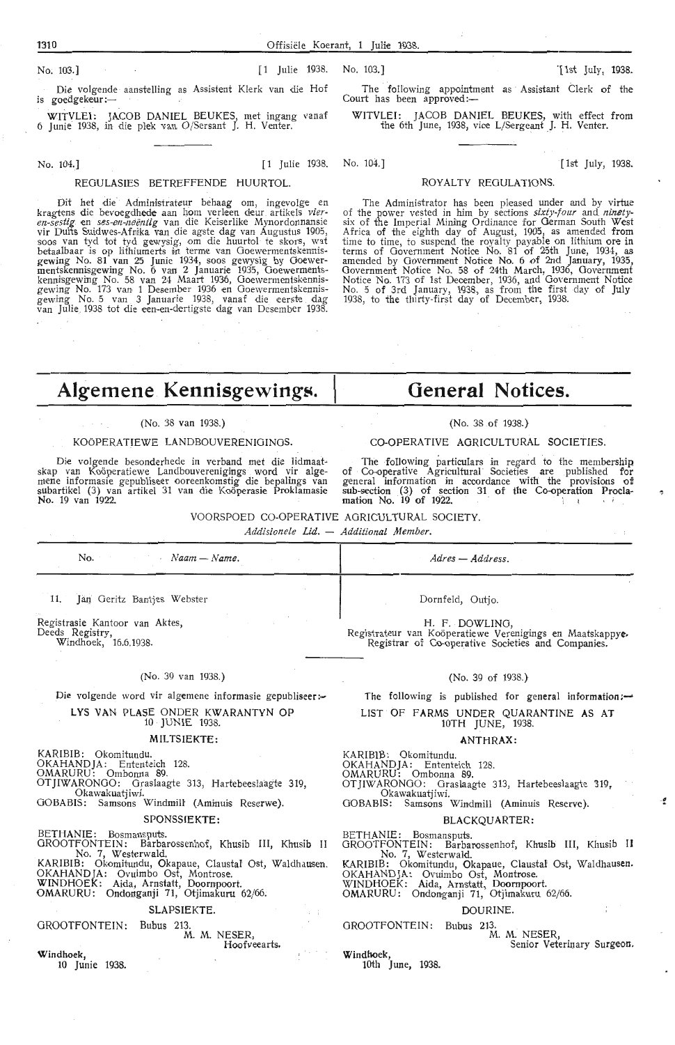No. 103.] [1 Julie 1938.

Die volgende aanstelling as Assistent Klerk van die Hof is goedgekeur:—

WITVLEI: JACOB DANIEL BEUKES, met ingang vanaf 6 Junie 1938, in die plek van O/Sersant J. H. Venter.

No. 103.] [1st July, 1938.

The following appointment as Assistant Clerk of the Court has been approved:—

WITVLEI: JACOB DANIEL BEUKES, with effect from the 6th June, 1938, vice L/Sergeant J. H. Venter.

No. 104.] [1 Julie 1938.

REGULASIES BETREFFENDE HUURTOL.

Dit het die Administrateur behaag om, ingevolge en kragtens die bevoegdhede aan hom verleen deur artikels *vier-en-sestig* en *ses-en-neëntig* van die Keiserlike Mynordonnansie vir Duits Suidwes-Afrika van die agste dag van Augustus 1905, soos van tyd tot tyd gewysig, om die huurtol te skors, wat betaalbaar is op lithiumerts in terme van Goewermentskennisgewing No. 81 van 25 Junie 1934, soos gewysig by Goewermentskennisgewing No. 6 van 2 Januarie 1935, Goewermentskennisgewing No. 58 van 24 Maart 1936, Goewermentskennisgewing No. 173 van 1 Desember 1936 en Goewermentskennisgewing No. 5 van 3 Januarie 1938, vanaf die eerste dag van Julie 1938 tot die een-en-dertigste dag van Desember 1938.

No. 104.] [1st July, 1938.

ROYALTY REGULATIONS.

The Administrator has been pleased under and by virtue of the power vested in him by sections *sixty-four* and *ninety-six* of the Imperial Mining Ordinance for German South West Africa of the eighth day of August, 1905, as amended from time to time, to suspend the royalty payable on lithium ore in terms of Government Notice No. 81 of 25th June, 1934, as amended by Government Notice No. 6 of 2nd January, 1935, Government Notice No. 58 of 24th March, 1936, Government Notice No. 173 of 1st December, 1936, and Government Notice No. 5 of 3rd January, 1938, as from the first day of July 1938, to the thirty-first day of December, 1938.

# Algemene Kennisgewings. / General Notices.

(No. 38 van 1938.)

KOÖPERATIEWE LANDBOUVERENIGINGS.

Die volgende besonderhede in verband met die lidmaatskap van Koöperatiewe Landbouverenigings word vir algemene informasie gepubliseer ooreenkomstig die bepalings van subartikel (3) van artikel 31 van die Koöperasie Proklamasie No. 19 van 1922.

(No. 38 of 1938.)

CO-OPERATIVE AGRICULTURAL SOCIETIES.

The following particulars in regard to the membership of Co-operative Agricultural Societies are published for general information in accordance with the provisions of sub-section (3) of section 31 of the Co-operation Proclamation No. 19 of 1922.

VOORSPOED CO-OPERATIVE AGRICULTURAL SOCIETY.

*Addisionele Lid. — Additional Member.*

| No. | *Naam — Name.* | *Adres — Address.* |
|---|---|---|
| 11. | Jan Geritz Bantjes Webster | Dornfeld, Outjo. |

Registrasie Kantoor van Aktes,
Deeds Registry,
Windhoek, 16.6.1938.

H. F. DOWLING,
Registrateur van Koöperatiewe Verenigings en Maatskappye,
Registrar of Co-operative Societies and Companies.

(No. 39 van 1938.)

Die volgende word vir algemene informasie gepubliseer:—

LYS VAN PLASE ONDER KWARANTYN OP 10 JUNIE 1938.

MILTSIEKTE:

KARIBIB: Okomitundu.
OKAHANDJA: Ententeich 128.
OMARURU: Ombonna 89.
OTJIWARONGO: Graslaagte 313, Hartebeeslaagte 319, Okawakuatjiwi.
GOBABIS: Samsons Windmill (Aminuis Reserwe).

SPONSSIEKTE:

BETHANIE: Bosmansputs.
GROOTFONTEIN: Barbarossenhof, Khusib III, Khusib II No. 7, Westerwald.
KARIBIB: Okomitundu, Okapaue, Claustal Ost, Waldhausen.
OKAHANDJA: Ovuimbo Ost, Montrose.
WINDHOEK: Aida, Arnstatt, Doornpoort.
OMARURU: Ondonganji 71, Otjimakuru 62/66.

SLAPSIEKTE.

GROOTFONTEIN: Bubus 213.

M. M. NESER,
Hoofveearts.

Windhoek,
10 Junie 1938.

(No. 39 of 1938.)

The following is published for general information:—

LIST OF FARMS UNDER QUARANTINE AS AT 10TH JUNE, 1938.

ANTHRAX:

KARIBIB: Okomitundu.
OKAHANDJA: Ententeich 128.
OMARURU: Ombonna 89.
OTJIWARONGO: Graslaagte 313, Hartebeeslaagte 319, Okawakuatjiwi.
GOBABIS: Samsons Windmill (Aminuis Reserve).

BLACKQUARTER:

BETHANIE: Bosmansputs.
GROOTFONTEIN: Barbarossenhof, Khusib III, Khusib II No. 7, Westerwald.
KARIBIB: Okomitundu, Okapaue, Claustal Ost, Waldhausen.
OKAHANDJA: Ovuimbo Ost, Montrose.
WINDHOEK: Aida, Arnstatt, Doornpoort.
OMARURU: Ondonganji 71, Otjimakuru 62/66.

DOURINE.

GROOTFONTEIN: Bubus 213.

M. M. NESER,
Senior Veterinary Surgeon.

Windhoek,
10th June, 1938.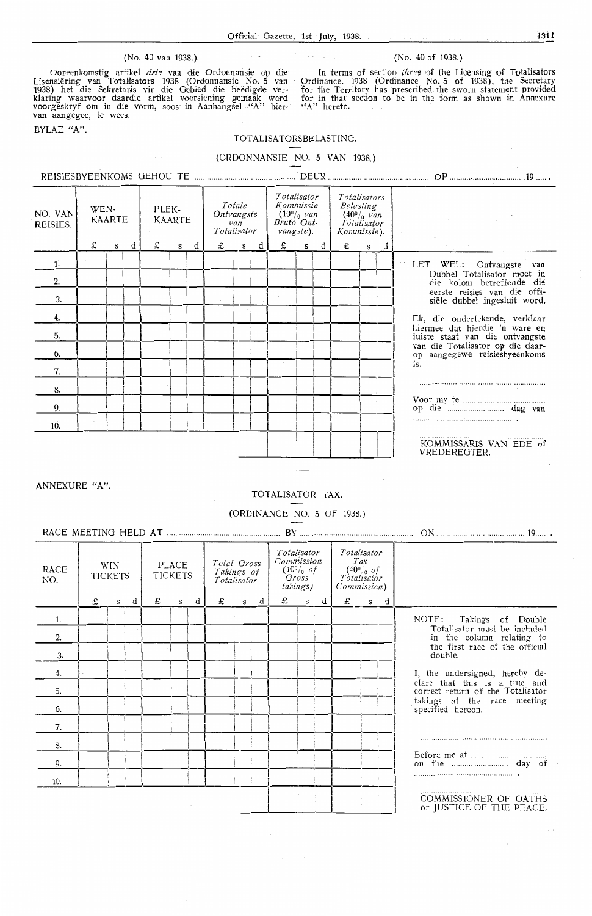(No. 40 van 1938.)

Ooreenkomstig artikel *drie* van die Ordonnansie op die Lisensiëring van Totalisators 1938 (Ordonnansie No. 5 van 1938) het die Sekretaris vir die Gebied die beëdigde verklaring waarvoor daardie artikel voorsiening gemaak word voorgeskryf om in die vorm, soos in Aanhangsel "A" hiervan aangegee, te wees.

BYLAE "A".

## TOTALISATORSBELASTING.

(ORDONNANSIE NO. 5 VAN 1938.)

REISIESBYEENKOMS GEHOU TE .................................... DEUR .................................... OP .................................... 19......

| NO. VAN REISIES. | WEN-KAARTE | | | PLEK-KAARTE | | | *Totale Ontvangste van Totalisator* | | | *Totalisator Kommissie (10% van Bruto Ontvangste).* | | | *Totalisators Belasting (40% van Totalisator Kommissie).* | | | |
|---|---|---|---|---|---|---|---|---|---|---|---|---|---|---|---|---|
| | £ | s | d | £ | s | d | £ | s | d | £ | s | d | £ | s | d | |
| 1. | | | | | | | | | | | | | | | | LET WEL: Ontvangste van Dubbel Totalisator moet in die kolom betreffende die eerste reisies van die offisiële dubbel ingesluit word. |
| 2. | | | | | | | | | | | | | | | | |
| 3. | | | | | | | | | | | | | | | | |
| 4. | | | | | | | | | | | | | | | | Ek, die ondertekende, verklaar hiermee dat hierdie 'n ware en juiste staat van die ontvangste van die Totalisator op die daarop aangegewe reisiesbyeenkoms is. |
| 5. | | | | | | | | | | | | | | | | |
| 6. | | | | | | | | | | | | | | | | |
| 7. | | | | | | | | | | | | | | | | .................................... |
| 8. | | | | | | | | | | | | | | | | |
| 9. | | | | | | | | | | | | | | | | Voor my te .................................... op die .................... dag van .................................... |
| 10. | | | | | | | | | | | | | | | | |
| | | | | | | | | | | | | | | | | KOMMISSARIS VAN EDE of VREDEREGTER. |

(No. 40 of 1938.)

In terms of section *three* of the Licensing of Totalisators Ordinance. 1938 (Ordinance No. 5 of 1938), the Secretary for the Territory has prescribed the sworn statement provided for in that section to be in the form as shown in Annexure "A" hereto.

ANNEXURE "A".

## TOTALISATOR TAX.

(ORDINANCE NO. 5 OF 1938.)

RACE MEETING HELD AT .................................... BY .................................... ON .................................... 19......

| RACE NO. | WIN TICKETS | | | PLACE TICKETS | | | *Total Gross Takings of Totalisator* | | | *Totalisator Commission (10% of Gross takings)* | | | *Totalisator Tax (40% of Totalisator Commission)* | | | |
|---|---|---|---|---|---|---|---|---|---|---|---|---|---|---|---|---|
| | £ | s | d | £ | s | d | £ | s | d | £ | s | d | £ | s | d | |
| 1. | | | | | | | | | | | | | | | | NOTE: Takings of Double Totalisator must be included in the column relating to the first race of the official double. |
| 2. | | | | | | | | | | | | | | | | |
| 3. | | | | | | | | | | | | | | | | |
| 4. | | | | | | | | | | | | | | | | I, the undersigned, hereby declare that this is a true and correct return of the Totalisator takings at the race meeting specified hereon. |
| 5. | | | | | | | | | | | | | | | | |
| 6. | | | | | | | | | | | | | | | | |
| 7. | | | | | | | | | | | | | | | | .................................... |
| 8. | | | | | | | | | | | | | | | | |
| 9. | | | | | | | | | | | | | | | | Before me at .................................... on the .................... day of .................................... |
| 10. | | | | | | | | | | | | | | | | |
| | | | | | | | | | | | | | | | | COMMISSIONER OF OATHS or JUSTICE OF THE PEACE. |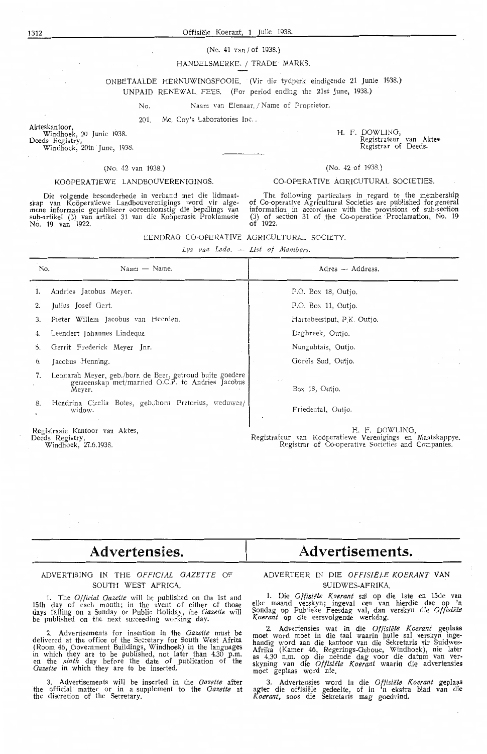(No. 41 van / of 1938.)

HANDELSMERKE. / TRADE MARKS.

ONBETAALDE HERNUWINGSFOOIE. (Vir die tydperk eindigende 21 Junie 1938.)
UNPAID RENEWAL FEES. (For period ending the 21st June, 1938.)

| No. | Naam van Eienaar. / Name of Proprietor. |
|---|---|
| 201. | Mc. Coy's Laboratories Inc.. |

Akteskantoor,
Windhoek, 20 Junie 1938.
Deeds Registry,
Windhoek, 20th June, 1938.

H. F. DOWLING,
Registrateur van Aktes
Registrar of Deeds.

(No. 42 van 1938.)

KOÖPERATIEWE LANDBOUVERENIGINGS.

Die volgende besonderhede in verband met die lidmaatskap van Koöperatiewe Landbouverenigings word vir algemene informasie gepubliseer ooreenkomstig die bepalings van sub-artikel (3) van artikel 31 van die Koöperasie Proklamasie No. 19 van 1922.

(No. 42 of 1938.)

CO-OPERATIVE AGRICUTURAL SOCIETIES.

The following particulars in regard to the membership of Co-operative Agricultural Societies are published for general information in accordance with the provisions of sub-section (3) of section 31 of the Co-operation Proclamation, No. 19 of 1922.

EENDRAG CO-OPERATIVE AGRICULTURAL SOCIETY.

*Lys van Lede. — List of Members.*

| No. | Naam — Name. | Adres — Address. |
|---|---|---|
| 1. | Andries Jacobus Meyer. | P.O. Box 18, Outjo. |
| 2. | Julius Josef Gert. | P.O. Box 11, Outjo. |
| 3. | Pieter Willem Jacobus van Heerden. | Hartebeestput, P.K. Outjo. |
| 4. | Leendert Johannes Lindeque. | Dagbreek, Outjo. |
| 5. | Gerrit Frederick Meyer Jnr. | Nungubtais, Outjo. |
| 6. | Jacobus Henning. | Goreis Sud, Outjo. |
| 7. | Leonarah Meyer, geb./born de Beer, getroud buite goedere gemeenskap met/married O.C.P. to Andries Jacobus Meyer. | Box 18, Outjo. |
| 8. | Hendrina Cicelia Botes, geb./born Pretorius, weduwee/widow. | Friedental, Outjo. |

Registrasie Kantoor van Aktes,
Deeds Registry,
Windhoek, 27.6.1938.

H. F. DOWLING,
Registrateur van Koöperatiewe Verenigings en Maatskappye.
Registrar of Co-operative Societies and Companies.

# Advertensies.

# Advertisements.

## ADVERTISING IN THE *OFFICIAL GAZETTE* OF SOUTH WEST AFRICA.

1. The *Official Gazette* will be published on the 1st and 15th day of each month; in the event of either of those days falling on a Sunday or Public Holiday, the *Gazette* will be published on the next succeeding working day.

2. Advertisements for insertion in the *Gazette* must be delivered at the office of the Secretary for South West Africa (Room 46, Government Buildings, Windhoek) in the languages in which they are to be published, not later than 4.30 p.m. on the *ninth* day before the date of publication of the *Gazette* in which they are to be inserted.

3. Advertisements will be inserted in the *Gazette* after the official matter or in a supplement to the *Gazette* at the discretion of the Secretary.

## ADVERTEER IN DIE *OFFISIËLE KOERANT* VAN SUIDWES-AFRIKA.

1. Die *Offisiële Koerant* sal op die 1ste en 15de van elke maand verskyn; ingeval een van hierdie dae op 'n Sondag op Publieke Feesdag val, dan verskyn die *Offisiële Koerant* op die eersvolgende werkdag.

2. Advertensies wat in die *Offisiële Koerant* geplaas moet word moet in die taal waarin hulle sal verskyn ingehandig word aan die kantoor van die Sekretaris vir Suidwes-Afrika (Kamer 46, Regerings-Geboue, Windhoek), nie later as 4.30 n.m. op die neënde dag voor die datum van verskyning van die *Offisiële Koerant* waarin die advertensies moet geplaas word nie.

3. Advertensies word in die *Offisiële Koerant* geplaas agter die offisiële gedeelte, of in 'n ekstra blad van die *Koerant*, soos die Sekretaris mag goedvind.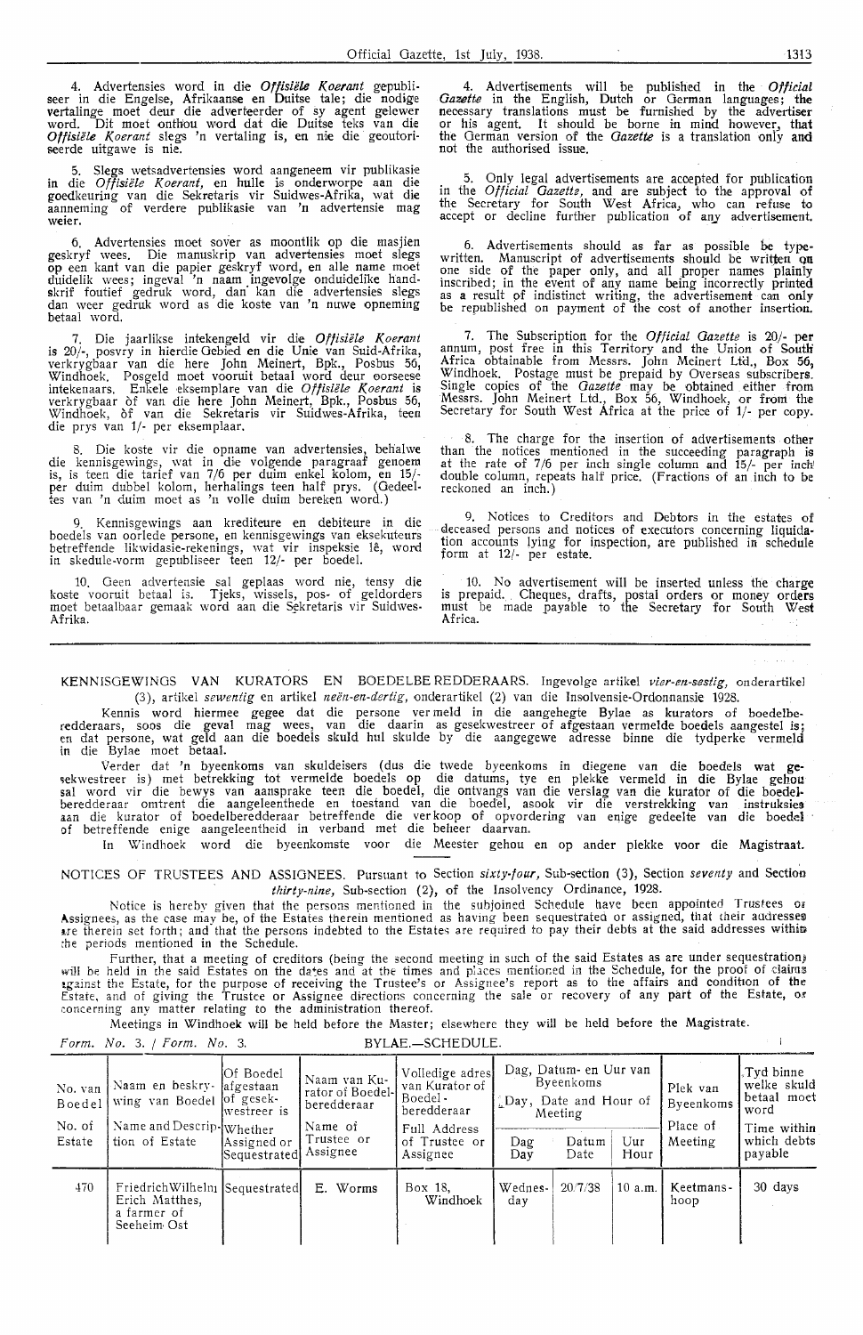4. Advertensies word in die *Offisiële Koerant* gepubliseer in die Engelse, Afrikaanse en Duitse tale; die nodige vertalinge moet deur die adverteerder of sy agent gelewer word. Dit moet onthou word dat die Duitse teks van die *Offisiële Koerant* slegs 'n vertaling is, en nie die geoutoriseerde uitgawe is nie.

5. Slegs wetsadvertensies word aangeneem vir publikasie in die *Offisiële Koerant*, en hulle is onderworpe aan die goedkeuring van die Sekretaris vir Suidwes-Afrika, wat die aanneming of verdere publikasie van 'n advertensie mag weier.

6. Advertensies moet sover as moontlik op die masjien geskryf wees. Die manuskrip van advertensies moet slegs op een kant van die papier geskryf word, en alle name moet duidelik wees; ingeval 'n naam ingevolge onduidelike handskrif foutief gedruk word, dan kan die advertensies slegs dan weer gedruk word as die koste van 'n nuwe opneming betaal word.

7. Die jaarlikse intekengeld vir die *Offisiële Koerant* is 20/-, posvry in hierdie Gebied en die Unie van Suid-Afrika, verkrygbaar van die here John Meinert, Bpk., Posbus 56, Windhoek. Posgeld moet vooruit betaal word deur oorseese intekenaars. Enkele eksemplare van die *Offisiële Koerant* is verkrygbaar òf van die here John Meinert, Bpk., Posbus 56, Windhoek, òf van die Sekretaris vir Suidwes-Afrika, teen die prys van 1/- per eksemplaar.

8. Die koste vir die opname van advertensies, behalwe die kennisgewings, wat in die volgende paragraaf genoem is, is teen die tarief van 7/6 per duim enkel kolom, en 15/- per duim dubbel kolom, herhalings teen half prys. (Gedeeltes van 'n duim moet as 'n volle duim bereken word.)

9. Kennisgewings aan krediteure en debiteure in die boedels van oorlede persone, en kennisgewings van eksekuteurs betreffende likwidasie-rekenings, wat vir inspeksie lê, word in skedule-vorm gepubliseer teen 12/- per boedel.

10. Geen advertensie sal geplaas word nie, tensy die koste vooruit betaal is. Tjeks, wissels, pos- of geldorders moet betaalbaar gemaak word aan die Sekretaris vir Suidwes-Afrika.

4. Advertisements will be published in the *Official Gazette* in the English, Dutch or German languages; the necessary translations must be furnished by the advertiser or his agent. It should be borne in mind however, that the German version of the *Gazette* is a translation only and not the authorised issue.

5. Only legal advertisements are accepted for publication in the *Official Gazette*, and are subject to the approval of the Secretary for South West Africa, who can refuse to accept or decline further publication of any advertisement.

6. Advertisements should as far as possible be typewritten. Manuscript of advertisements should be written on one side of the paper only, and all proper names plainly inscribed; in the event of any name being incorrectly printed as a result of indistinct writing, the advertisement can only be republished on payment of the cost of another insertion.

7. The Subscription for the *Official Gazette* is 20/- per annum, post free in this Territory and the Union of South Africa obtainable from Messrs. John Meinert Ltd., Box 56, Windhoek. Postage must be prepaid by Overseas subscribers. Single copies of the *Gazette* may be obtained either from Messrs. John Meinert Ltd., Box 56, Windhoek, or from the Secretary for South West Africa at the price of 1/- per copy.

8. The charge for the insertion of advertisements other than the notices mentioned in the succeeding paragraph is at the rate of 7/6 per inch single column and 15/- per inch double column, repeats half price. (Fractions of an inch to be reckoned an inch.)

9. Notices to Creditors and Debtors in the estates of deceased persons and notices of executors concerning liquidation accounts lying for inspection, are published in schedule form at 12/- per estate.

10. No advertisement will be inserted unless the charge is prepaid. Cheques, drafts, postal orders or money orders must be made payable to the Secretary for South West Africa.

KENNISGEWINGS VAN KURATORS EN BOEDELBEREDDERAARS. Ingevolge artikel *vier-en-sestig*, onderartikel (3), artikel *sewentig* en artikel *neën-en-dertig*, onderartikel (2) van die Insolvensie-Ordonnansie 1928.

Kennis word hiermee gegee dat die persone vermeld in die aangehegte Bylae as kurators of boedelberedderaars, soos die geval mag wees, van die daarin as gesekwestreer of afgestaan vermelde boedels aangestel is; en dat persone, wat geld aan die boedels skuld hul skulde by die aangegewe adresse binne die tydperke vermeld in die Bylae moet betaal.

Verder dat 'n byeenkoms van skuldeisers (dus die twede byeenkoms in diegene van die boedels wat gesekwestreer is) met betrekking tot vermelde boedels op die datums, tye en plekke vermeld in die Bylae gehou sal word vir die bewys van aansprake teen die boedel, die ontvangs van die verslag van die kurator of die boedelberedderaar omtrent die aangeleenthede en toestand van die boedel, asook vir die verstrekking van instruksies aan die kurator of boedelberedderaar betreffende die verkoop of opvordering van enige gedeelte van die boedel of betreffende enige aangeleentheid in verband met die beheer daarvan.

In Windhoek word die byeenkomste voor die Meester gehou en op ander plekke voor die Magistraat.

NOTICES OF TRUSTEES AND ASSIGNEES. Pursuant to Section *sixty-four*, Sub-section (3), Section *seventy* and Section *thirty-nine*, Sub-section (2), of the Insolvency Ordinance, 1928.

Notice is hereby given that the persons mentioned in the subjoined Schedule have been appointed Trustees or Assignees, as the case may be, of the Estates therein mentioned as having been sequestrated or assigned, that their addresses are therein set forth; and that the persons indebted to the Estates are required to pay their debts at the said addresses within the periods mentioned in the Schedule.

Further, that a meeting of creditors (being the second meeting in such of the said Estates as are under sequestration) will be held in the said Estates on the dates and at the times and places mentioned in the Schedule, for the proof of claims against the Estate, for the purpose of receiving the Trustee's or Assignee's report as to the affairs and condition of the Estate, and of giving the Trustee or Assignee directions concerning the sale or recovery of any part of the Estate, or concerning any matter relating to the administration thereof.

Meetings in Windhoek will be held before the Master; elsewhere they will be held before the Magistrate.

*Form. No. 3. / Form. No. 3.* BYLAE.—SCHEDULE.

| No. van Boedel / No. of Estate | Naam en beskrywing van Boedel / Name and Description of Estate | Of Boedel afgestaan of gesekwestreer is / Whether Assigned or Sequestrated | Naam van Kurator of Boedelberedderaar / Name of Trustee or Assignee | Volledige adres van Kurator of Boedelberedderaar / Full Address of Trustee or Assignee | Dag, Datum- en Uur van Byeenkoms / Day, Date and Hour of Meeting | | | Plek van Byeenkoms / Place of Meeting | Tyd binne welke skuld betaal moet word / Time within which debts payable |
|---|---|---|---|---|---|---|---|---|---|
| | | | | | Dag / Day | Datum / Date | Uur / Hour | | |
| 470 | Friedrich Wilhelm Erich Matthes, a farmer of Seeheim Ost | Sequestrated | E. Worms | Box 18, Windhoek | Wednesday | 20/7/38 | 10 a.m. | Keetmanshoop | 30 days |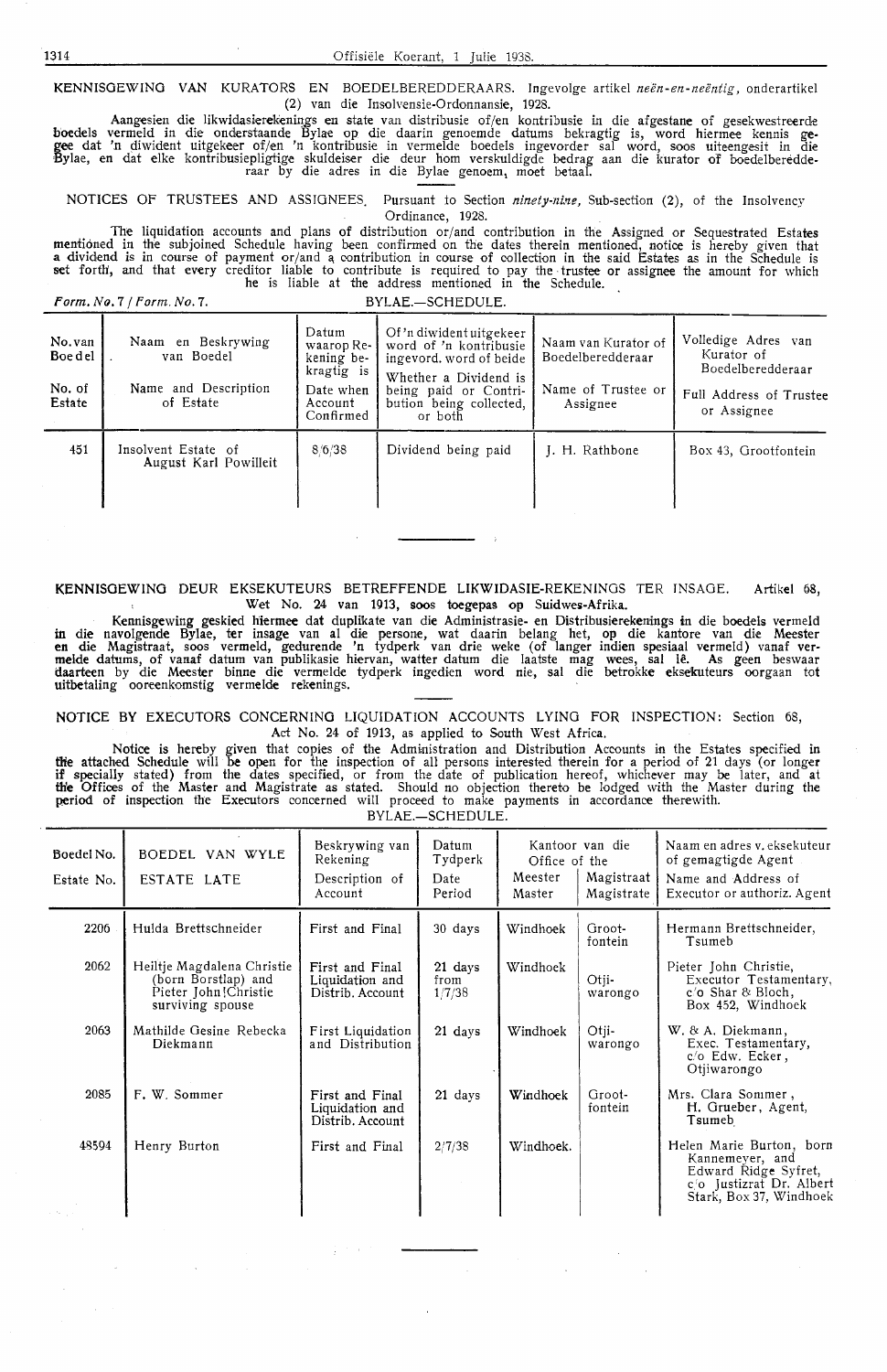## KENNISGEWING VAN KURATORS EN BOEDELBEREDDERAARS. Ingevolge artikel *neën-en-neëntig*, onderartikel (2) van die Insolvensie-Ordonnansie, 1928.

Aangesien die likwidasierekenings en state van distribusie of/en kontribusie in die afgestane of gesekwestreerde boedels vermeld in die onderstaande Bylae op die daarin genoemde datums bekragtig is, word hiermee kennis gegee dat 'n diwident uitgekeer of/en 'n kontribusie in vermelde boedels ingevorder sal word, soos uiteengesit in die Bylae, en dat elke kontribusiepligtige skuldeiser die deur hom verskuldigde bedrag aan die kurator of boedelberedderaar by die adres in die Bylae genoem, moet betaal.

## NOTICES OF TRUSTEES AND ASSIGNEES. Pursuant to Section *ninety-nine*, Sub-section (2), of the Insolvency Ordinance, 1928.

The liquidation accounts and plans of distribution or/and contribution in the Assigned or Sequestrated Estates mentioned in the subjoined Schedule having been confirmed on the dates therein mentioned, notice is hereby given that a dividend is in course of payment or/and a contribution in course of collection in the said Estates as in the Schedule is set forth, and that every creditor liable to contribute is required to pay the trustee or assignee the amount for which he is liable at the address mentioned in the Schedule.

*Form. No. 7 / Form. No. 7.*

BYLAE.—SCHEDULE.

| No. van Boedel / No. of Estate | Naam en Beskrywing van Boedel / Name and Description of Estate | Datum waarop Rekening bekragtig is / Date when Account Confirmed | Of 'n diwident uitgekeer word of 'n kontribusie ingevord. word of beide / Whether a Dividend is being paid or Contribution being collected, or both | Naam van Kurator of Boedelberedderaar / Name of Trustee or Assignee | Volledige Adres van Kurator of Boedelberedderaar / Full Address of Trustee or Assignee |
|---|---|---|---|---|---|
| 451 | Insolvent Estate of August Karl Powilleit | 8/6/38 | Dividend being paid | J. H. Rathbone | Box 43, Grootfontein |

---

## KENNISGEWING DEUR EKSEKUTEURS BETREFFENDE LIKWIDASIE-REKENINGS TER INSAGE. Artikel 68, Wet No. 24 van 1913, soos toegepas op Suidwes-Afrika.

Kennisgewing geskied hiermee dat duplikate van die Administrasie- en Distribusierekenings in die boedels vermeld in die navolgende Bylae, ter insage van al die persone, wat daarin belang het, op die kantore van die Meester en die Magistraat, soos vermeld, gedurende 'n tydperk van drie weke (of langer indien spesiaal vermeld) vanaf vermelde datums, of vanaf datum van publikasie hiervan, watter datum die laatste mag wees, sal lê. As geen beswaar daarteen by die Meester binne die vermelde tydperk ingedien word nie, sal die betrokke eksekuteurs oorgaan tot uitbetaling ooreenkomstig vermelde rekenings.

## NOTICE BY EXECUTORS CONCERNING LIQUIDATION ACCOUNTS LYING FOR INSPECTION: Section 68, Act No. 24 of 1913, as applied to South West Africa.

Notice is hereby given that copies of the Administration and Distribution Accounts in the Estates specified in the attached Schedule will be open for the inspection of all persons interested therein for a period of 21 days (or longer if specially stated) from the dates specified, or from the date of publication hereof, whichever may be later, and at the Offices of the Master and Magistrate as stated. Should no objection thereto be lodged with the Master during the period of inspection the Executors concerned will proceed to make payments in accordance therewith.

BYLAE.—SCHEDULE.

| Boedel No. / Estate No. | BOEDEL VAN WYLE / ESTATE LATE | Beskrywing van Rekening / Description of Account | Datum Tydperk / Date Period | Kantoor van die / Office of the — Meester / Master | Magistraat / Magistrate | Naam en adres v. eksekuteur of gemagtigde Agent / Name and Address of Executor or authoriz. Agent |
|---|---|---|---|---|---|---|
| 2206 | Hulda Brettschneider | First and Final | 30 days | Windhoek | Grootfontein | Hermann Brettschneider, Tsumeb |
| 2062 | Heiltje Magdalena Christie (born Borstlap) and Pieter John Christie surviving spouse | First and Final Liquidation and Distrib. Account | 21 days from 1/7/38 | Windhoek | Otjiwarongo | Pieter John Christie, Executor Testamentary, c/o Shar & Bloch, Box 452, Windhoek |
| 2063 | Mathilde Gesine Rebecka Diekmann | First Liquidation and Distribution | 21 days | Windhoek | Otjiwarongo | W. & A. Diekmann, Exec. Testamentary, c/o Edw. Ecker, Otjiwarongo |
| 2085 | F. W. Sommer | First and Final Liquidation and Distrib. Account | 21 days | Windhoek | Grootfontein | Mrs. Clara Sommer, H. Grueber, Agent, Tsumeb |
| 48594 | Henry Burton | First and Final | 2/7/38 | Windhoek. | | Helen Marie Burton, born Kannemeyer, and Edward Ridge Syfret, c/o Justizrat Dr. Albert Stark, Box 37, Windhoek |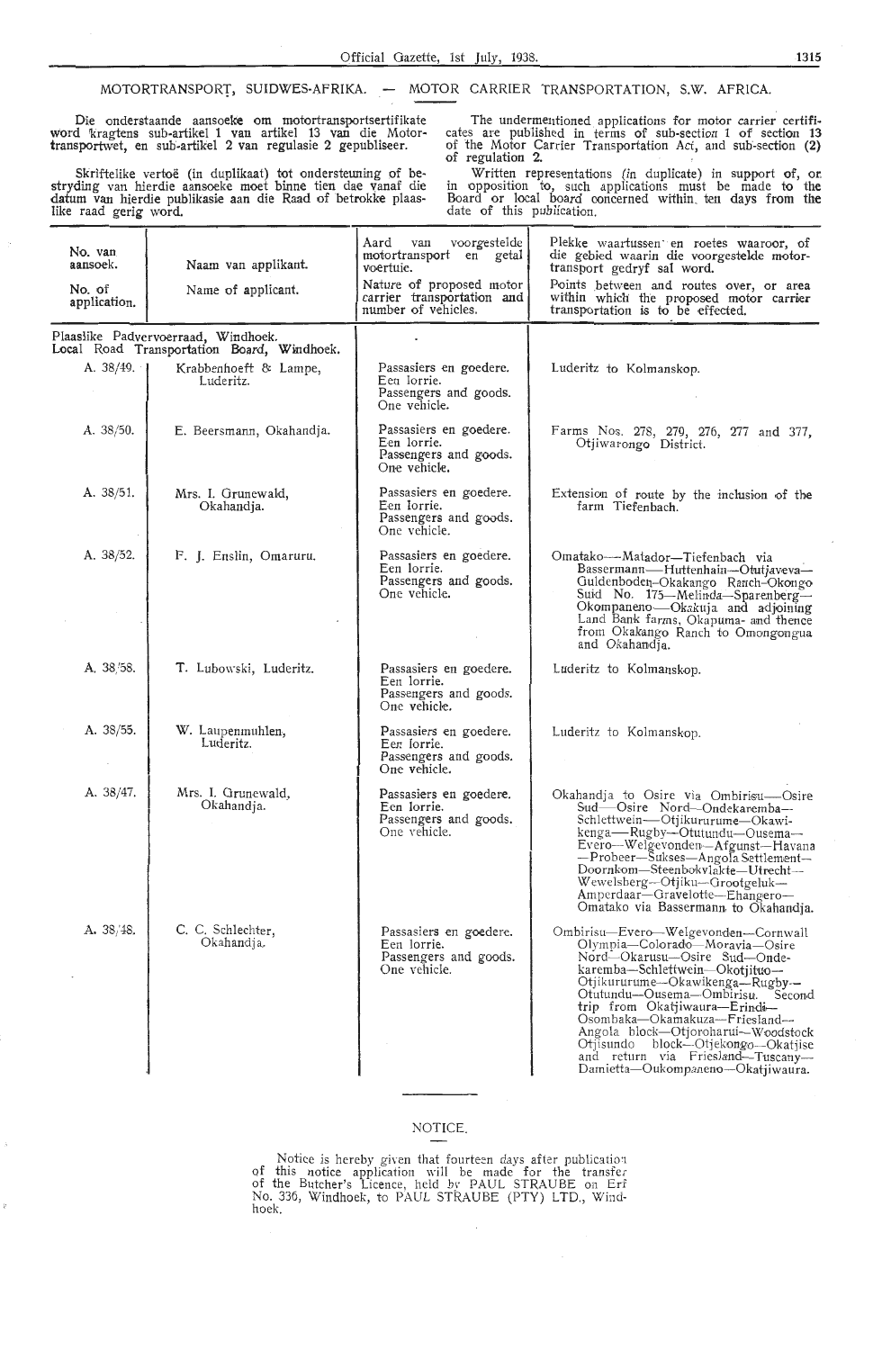## MOTORTRANSPORT, SUIDWES-AFRIKA. — MOTOR CARRIER TRANSPORTATION, S.W. AFRICA.

Die onderstaande aansoeke om motortransportsertifikate word kragtens sub-artikel 1 van artikel 13 van die Motortransportwet, en sub-artikel 2 van regulasie 2 gepubliseer.

Skriftelike vertoë (in duplikaat) tot ondersteuning of bestryding van hierdie aansoeke moet binne tien dae vanaf die datum van hierdie publikasie aan die Raad of betrokke plaaslike raad gerig word.

The undermentioned applications for motor carrier certificates are published in terms of sub-section 1 of section 13 of the Motor Carrier Transportation Act, and sub-section (2) of regulation 2.

Written representations (in duplicate) in support of, or in opposition to, such applications must be made to the Board or local board concerned within ten days from the date of this publication.

| No. van aansoek. / No. of application. | Naam van applikant. / Name of applicant. | Aard van voorgestelde motortransport en getal voertuie. / Nature of proposed motor carrier transportation and number of vehicles. | Plekke waartussen en roetes waaroor, of die gebied waarin die voorgestelde motortransport gedryf sal word. / Points between and routes over, or area within which the proposed motor carrier transportation is to be effected. |
|---|---|---|---|
| Plaaslike Padvervoerraad, Windhoek. Local Road Transportation Board, Windhoek. | | | |
| A. 38/49. | Krabbenhoeft & Lampe, Luderitz. | Passasiers en goedere. Een lorrie. Passengers and goods. One vehicle. | Luderitz to Kolmanskop. |
| A. 38/50. | E. Beersmann, Okahandja. | Passasiers en goedere. Een lorrie. Passengers and goods. One vehicle. | Farms Nos. 278, 279, 276, 277 and 377, Otjiwarongo District. |
| A. 38/51. | Mrs. I. Grunewald, Okahandja. | Passasiers en goedere. Een lorrie. Passengers and goods. One vehicle. | Extension of route by the inclusion of the farm Tiefenbach. |
| A. 38/52. | F. J. Enslin, Omaruru. | Passasiers en goedere. Een lorrie. Passengers and goods. One vehicle. | Omatako—Matador—Tiefenbach via Bassermann—Huttenhain—Otutjaveva—Guldenboden—Okakango Ranch—Okongo Suid No. 175—Melinda—Sparenberg—Okompaneno—Okakuja and adjoining Land Bank farms, Okapuma- and thence from Okakango Ranch to Omongongua and Okahandja. |
| A. 38/58. | T. Lubowski, Luderitz. | Passasiers en goedere. Een lorrie. Passengers and goods. One vehicle. | Luderitz to Kolmanskop. |
| A. 38/55. | W. Laupenmuhlen, Luderitz. | Passasiers en goedere. Een lorrie. Passengers and goods. One vehicle. | Luderitz to Kolmanskop. |
| A. 38/47. | Mrs. I. Grunewald, Okahandja. | Passasiers en goedere. Een lorrie. Passengers and goods. One vehicle. | Okahandja to Osire via Ombirisu—Osire Sud—Osire Nord—Ondekaremba—Schlettwein—Otjikururume—Okawikenga—Rugby—Otutundu—Ousema—Evero—Welgevonden—Afgunst—Havana—Probeer—Sukses—Angola Settlement—Doornkom—Steenbokvlakte—Utrecht—Wewelsberg—Otjiku—Grootgeluk—Amperdaar—Gravelotte—Ehangero—Omatako via Bassermann to Okahandja. |
| A. 38/48. | C. C. Schlechter, Okahandja. | Passasiers en goedere. Een lorrie. Passengers and goods. One vehicle. | Ombirisu—Evero—Welgevonden—Cornwall Olympia—Colorado—Moravia—Osire Nord—Okarusu—Osire Sud—Ondekaremba—Schlettwein—Okotjituo—Otjikururume—Okawikenga—Rugby—Otutundu—Ousema—Ombirisu. Second trip from Okatjiwaura—Erindi—Osombaka—Okamakuza—Friesland—Angola block—Otjoroharui—Woodstock Otjisundo block—Otjekongo—Okatjise and return via Friesland—Tuscany—Damietta—Oukompaneno—Okatjiwaura. |

## NOTICE.

Notice is hereby given that fourteen days after publication of this notice application will be made for the transfer of the Butcher's Licence, held by PAUL STRAUBE on Erf No. 336, Windhoek, to PAUL STRAUBE (PTY) LTD., Windhoek.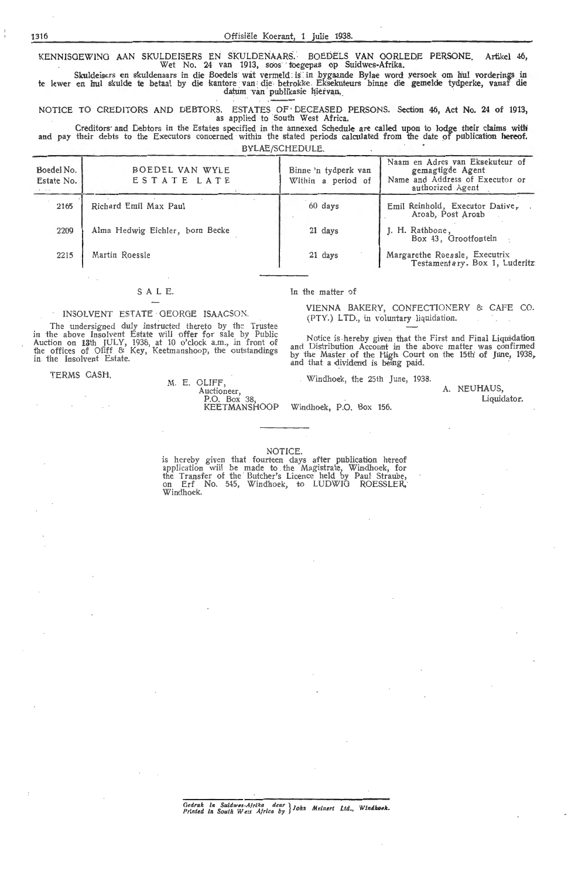KENNISGEWING AAN SKULDEISERS EN SKULDENAARS. BOEDELS VAN OORLEDE PERSONE. Artikel 46, Wet No. 24 van 1913, soos toegepas op Suidwes-Afrika.

Skuldeisers en skuldenaars in die Boedels wat vermeld is in bygaande Bylae word versoek om hul vorderings in te lewer en hul skulde te betaal by die kantore van die betrokke Eksekuteurs binne die gemelde tydperke, vanaf die datum van publikasie hiervan.

NOTICE TO CREDITORS AND DEBTORS. ESTATES OF DECEASED PERSONS. Section 46, Act No. 24 of 1913, as applied to South West Africa.

Creditors and Debtors in the Estates specified in the annexed Schedule are called upon to lodge their claims with and pay their debts to the Executors concerned within the stated periods calculated from the date of publication hereof.

BYLAE/SCHEDULE.

| Boedel No. Estate No. | BOEDEL VAN WYLE ESTATE LATE | Binne 'n tydperk van Within a period of | Naam en Adres van Eksekuteur of gemagtigde Agent Name and Address of Executor or authorized Agent |
|---|---|---|---|
| 2165 | Richard Emil Max Paul | 60 days | Emil Reinhold, Executor Dative, Aroab, Post Aroab |
| 2209 | Alma Hedwig Eichler, born Becke | 21 days | J. H. Rathbone, Box 43, Grootfontein |
| 2215 | Martin Roessle | 21 days | Margarethe Roessle, Executrix Testamentary. Box 1, Luderitz |

SALE.

INSOLVENT ESTATE GEORGE ISAACSON.

The undersigned duly instructed thereto by the Trustee in the above Insolvent Estate will offer for sale by Public Auction on 13th JULY, 1938, at 10 o'clock a.m., in front of the offices of Oliff & Key, Keetmanshoop, the outstandings in the Insolvent Estate.

TERMS CASH.

M. E. OLIFF,
Auctioneer,
P.O. Box 38,
KEETMANSHOOP

In the matter of

VIENNA BAKERY, CONFECTIONERY & CAFE CO. (PTY.) LTD., in voluntary liquidation.

Notice is hereby given that the First and Final Liquidation and Distribution Account in the above matter was confirmed by the Master of the High Court on the 15th of June, 1938, and that a dividend is being paid.

Windhoek, the 25th June, 1938.

A. NEUHAUS,
Liquidator.

Windhoek, P.O. Box 156.

NOTICE.

is hereby given that fourteen days after publication hereof application will be made to the Magistrate, Windhoek, for the Transfer of the Butcher's Licence held by Paul Straube, on Erf No. 545, Windhoek, to LUDWIG ROESSLER, Windhoek.

*Gedruk in Suidwes-Afrika deur / Printed in South West Africa by* John Meinert Ltd., Windhoek.